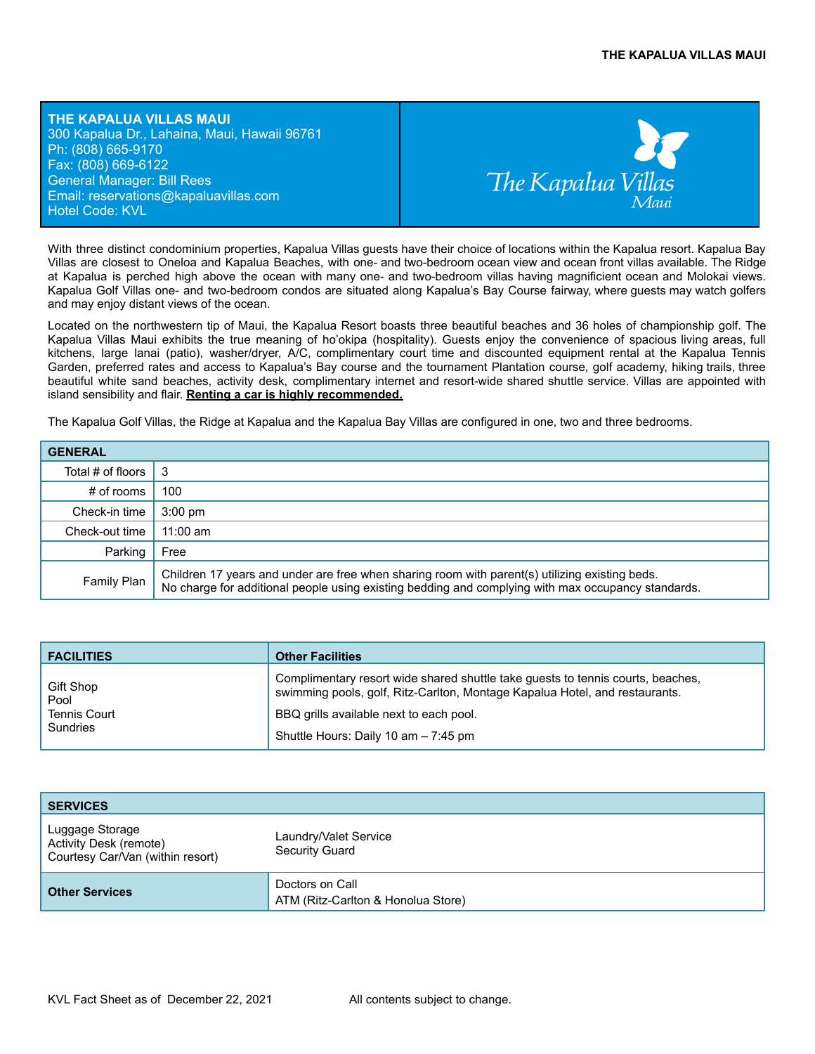# THE KAPALUA VILLAS MAUI

300 Kapalua Dr., Lahaina, Maui, Hawaii 96761
Ph: (808) 665-9170
Fax: (808) 669-6122
General Manager: Bill Rees
Email: reservations@kapaluavillas.com
Hotel Code: KVL

The Kapalua Villas Maui

With three distinct condominium properties, Kapalua Villas guests have their choice of locations within the Kapalua resort. Kapalua Bay Villas are closest to Oneloa and Kapalua Beaches, with one- and two-bedroom ocean view and ocean front villas available. The Ridge at Kapalua is perched high above the ocean with many one- and two-bedroom villas having magnificent ocean and Molokai views. Kapalua Golf Villas one- and two-bedroom condos are situated along Kapalua's Bay Course fairway, where guests may watch golfers and may enjoy distant views of the ocean.

Located on the northwestern tip of Maui, the Kapalua Resort boasts three beautiful beaches and 36 holes of championship golf. The Kapalua Villas Maui exhibits the true meaning of ho'okipa (hospitality). Guests enjoy the convenience of spacious living areas, full kitchens, large lanai (patio), washer/dryer, A/C, complimentary court time and discounted equipment rental at the Kapalua Tennis Garden, preferred rates and access to Kapalua's Bay course and the tournament Plantation course, golf academy, hiking trails, three beautiful white sand beaches, activity desk, complimentary internet and resort-wide shared shuttle service. Villas are appointed with island sensibility and flair. **Renting a car is highly recommended.**

The Kapalua Golf Villas, the Ridge at Kapalua and the Kapalua Bay Villas are configured in one, two and three bedrooms.

| GENERAL | |
|---|---|
| Total # of floors | 3 |
| # of rooms | 100 |
| Check-in time | 3:00 pm |
| Check-out time | 11:00 am |
| Parking | Free |
| Family Plan | Children 17 years and under are free when sharing room with parent(s) utilizing existing beds.<br>No charge for additional people using existing bedding and complying with max occupancy standards. |

| FACILITIES | Other Facilities |
|---|---|
| Gift Shop<br>Pool<br>Tennis Court<br>Sundries | Complimentary resort wide shared shuttle take guests to tennis courts, beaches, swimming pools, golf, Ritz-Carlton, Montage Kapalua Hotel, and restaurants.<br>BBQ grills available next to each pool.<br>Shuttle Hours: Daily 10 am – 7:45 pm |

| SERVICES | |
|---|---|
| Luggage Storage<br>Activity Desk (remote)<br>Courtesy Car/Van (within resort) | Laundry/Valet Service<br>Security Guard |
| **Other Services** | Doctors on Call<br>ATM (Ritz-Carlton & Honolua Store) |

KVL Fact Sheet as of December 22, 2021 All contents subject to change.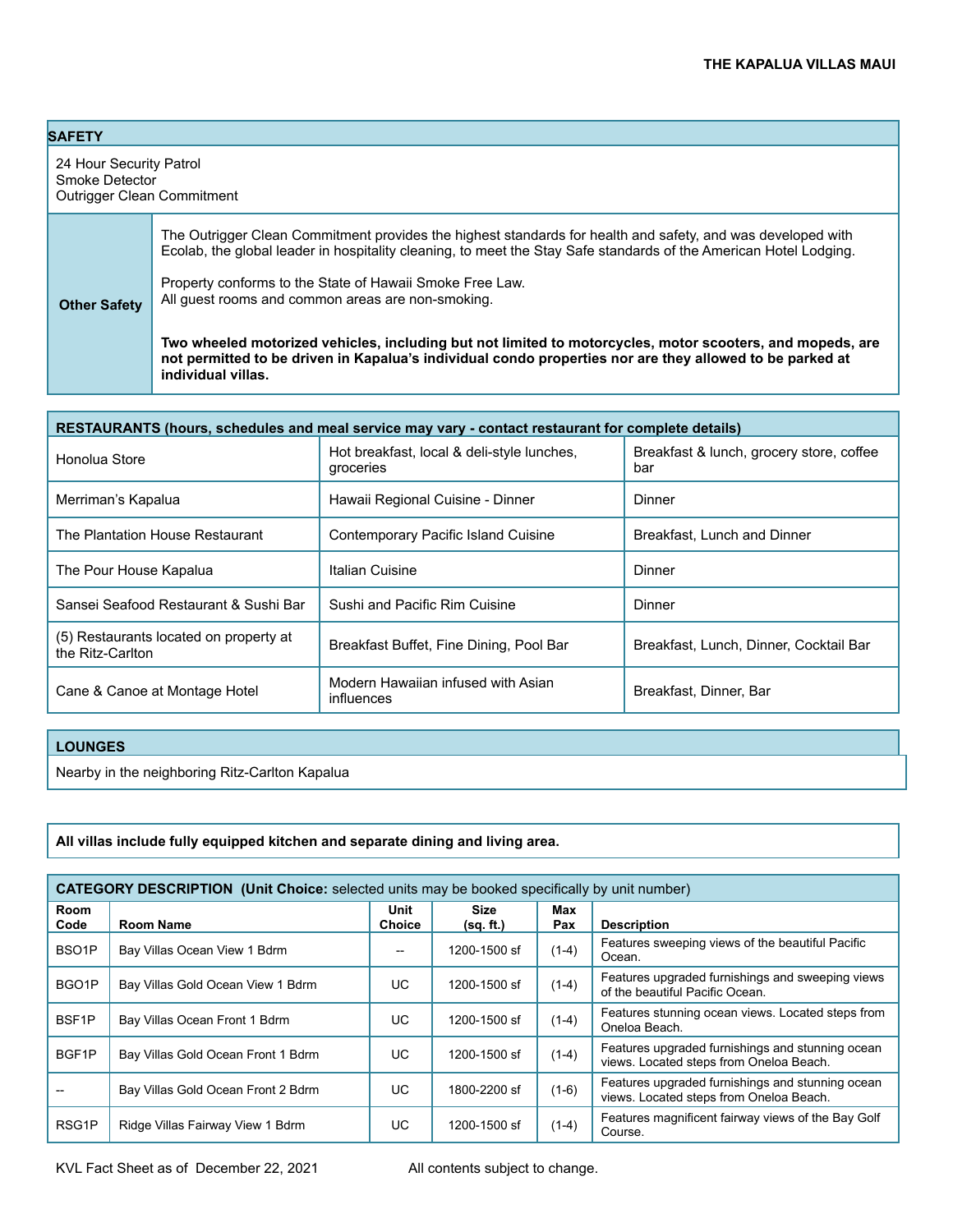## SAFETY

24 Hour Security Patrol
Smoke Detector
Outrigger Clean Commitment

| | |
|---|---|
| **Other Safety** | The Outrigger Clean Commitment provides the highest standards for health and safety, and was developed with Ecolab, the global leader in hospitality cleaning, to meet the Stay Safe standards of the American Hotel Lodging.<br><br>Property conforms to the State of Hawaii Smoke Free Law.<br>All guest rooms and common areas are non-smoking.<br><br>**Two wheeled motorized vehicles, including but not limited to motorcycles, motor scooters, and mopeds, are not permitted to be driven in Kapalua's individual condo properties nor are they allowed to be parked at individual villas.** |

## RESTAURANTS (hours, schedules and meal service may vary - contact restaurant for complete details)

| | | |
|---|---|---|
| Honolua Store | Hot breakfast, local & deli-style lunches, groceries | Breakfast & lunch, grocery store, coffee bar |
| Merriman's Kapalua | Hawaii Regional Cuisine - Dinner | Dinner |
| The Plantation House Restaurant | Contemporary Pacific Island Cuisine | Breakfast, Lunch and Dinner |
| The Pour House Kapalua | Italian Cuisine | Dinner |
| Sansei Seafood Restaurant & Sushi Bar | Sushi and Pacific Rim Cuisine | Dinner |
| (5) Restaurants located on property at the Ritz-Carlton | Breakfast Buffet, Fine Dining, Pool Bar | Breakfast, Lunch, Dinner, Cocktail Bar |
| Cane & Canoe at Montage Hotel | Modern Hawaiian infused with Asian influences | Breakfast, Dinner, Bar |

## LOUNGES

Nearby in the neighboring Ritz-Carlton Kapalua

**All villas include fully equipped kitchen and separate dining and living area.**

## CATEGORY DESCRIPTION (Unit Choice: selected units may be booked specifically by unit number)

| Room Code | Room Name | Unit Choice | Size (sq. ft.) | Max Pax | Description |
|---|---|---|---|---|---|
| BSO1P | Bay Villas Ocean View 1 Bdrm | -- | 1200-1500 sf | (1-4) | Features sweeping views of the beautiful Pacific Ocean. |
| BGO1P | Bay Villas Gold Ocean View 1 Bdrm | UC | 1200-1500 sf | (1-4) | Features upgraded furnishings and sweeping views of the beautiful Pacific Ocean. |
| BSF1P | Bay Villas Ocean Front 1 Bdrm | UC | 1200-1500 sf | (1-4) | Features stunning ocean views. Located steps from Oneloa Beach. |
| BGF1P | Bay Villas Gold Ocean Front 1 Bdrm | UC | 1200-1500 sf | (1-4) | Features upgraded furnishings and stunning ocean views. Located steps from Oneloa Beach. |
| -- | Bay Villas Gold Ocean Front 2 Bdrm | UC | 1800-2200 sf | (1-6) | Features upgraded furnishings and stunning ocean views. Located steps from Oneloa Beach. |
| RSG1P | Ridge Villas Fairway View 1 Bdrm | UC | 1200-1500 sf | (1-4) | Features magnificent fairway views of the Bay Golf Course. |

KVL Fact Sheet as of December 22, 2021 All contents subject to change.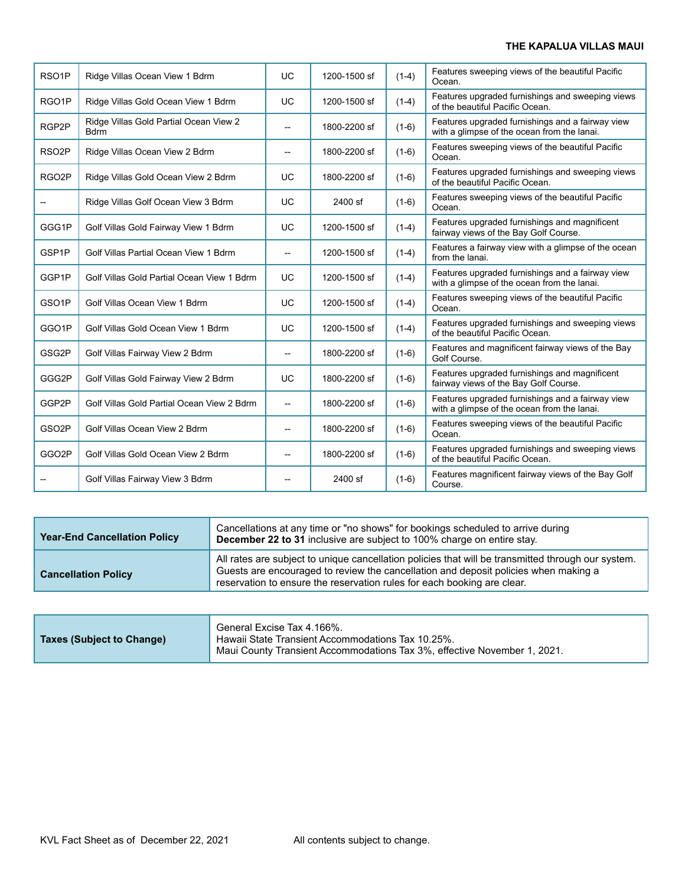| RSO1P | Ridge Villas Ocean View 1 Bdrm | UC | 1200-1500 sf | (1-4) | Features sweeping views of the beautiful Pacific Ocean. |
|---|---|---|---|---|---|
| RGO1P | Ridge Villas Gold Ocean View 1 Bdrm | UC | 1200-1500 sf | (1-4) | Features upgraded furnishings and sweeping views of the beautiful Pacific Ocean. |
| RGP2P | Ridge Villas Gold Partial Ocean View 2 Bdrm | -- | 1800-2200 sf | (1-6) | Features upgraded furnishings and a fairway view with a glimpse of the ocean from the lanai. |
| RSO2P | Ridge Villas Ocean View 2 Bdrm | -- | 1800-2200 sf | (1-6) | Features sweeping views of the beautiful Pacific Ocean. |
| RGO2P | Ridge Villas Gold Ocean View 2 Bdrm | UC | 1800-2200 sf | (1-6) | Features upgraded furnishings and sweeping views of the beautiful Pacific Ocean. |
| -- | Ridge Villas Golf Ocean View 3 Bdrm | UC | 2400 sf | (1-6) | Features sweeping views of the beautiful Pacific Ocean. |
| GGG1P | Golf Villas Gold Fairway View 1 Bdrm | UC | 1200-1500 sf | (1-4) | Features upgraded furnishings and magnificent fairway views of the Bay Golf Course. |
| GSP1P | Golf Villas Partial Ocean View 1 Bdrm | -- | 1200-1500 sf | (1-4) | Features a fairway view with a glimpse of the ocean from the lanai. |
| GGP1P | Golf Villas Gold Partial Ocean View 1 Bdrm | UC | 1200-1500 sf | (1-4) | Features upgraded furnishings and a fairway view with a glimpse of the ocean from the lanai. |
| GSO1P | Golf Villas Ocean View 1 Bdrm | UC | 1200-1500 sf | (1-4) | Features sweeping views of the beautiful Pacific Ocean. |
| GGO1P | Golf Villas Gold Ocean View 1 Bdrm | UC | 1200-1500 sf | (1-4) | Features upgraded furnishings and sweeping views of the beautiful Pacific Ocean. |
| GSG2P | Golf Villas Fairway View 2 Bdrm | -- | 1800-2200 sf | (1-6) | Features and magnificent fairway views of the Bay Golf Course. |
| GGG2P | Golf Villas Gold Fairway View 2 Bdrm | UC | 1800-2200 sf | (1-6) | Features upgraded furnishings and magnificent fairway views of the Bay Golf Course. |
| GGP2P | Golf Villas Gold Partial Ocean View 2 Bdrm | -- | 1800-2200 sf | (1-6) | Features upgraded furnishings and a fairway view with a glimpse of the ocean from the lanai. |
| GSO2P | Golf Villas Ocean View 2 Bdrm | -- | 1800-2200 sf | (1-6) | Features sweeping views of the beautiful Pacific Ocean. |
| GGO2P | Golf Villas Gold Ocean View 2 Bdrm | -- | 1800-2200 sf | (1-6) | Features upgraded furnishings and sweeping views of the beautiful Pacific Ocean. |
| -- | Golf Villas Fairway View 3 Bdrm | -- | 2400 sf | (1-6) | Features magnificent fairway views of the Bay Golf Course. |

| **Year-End Cancellation Policy** | Cancellations at any time or "no shows" for bookings scheduled to arrive during **December 22 to 31** inclusive are subject to 100% charge on entire stay. |
|---|---|
| **Cancellation Policy** | All rates are subject to unique cancellation policies that will be transmitted through our system. Guests are encouraged to review the cancellation and deposit policies when making a reservation to ensure the reservation rules for each booking are clear. |

| **Taxes (Subject to Change)** | General Excise Tax 4.166%.<br>Hawaii State Transient Accommodations Tax 10.25%.<br>Maui County Transient Accommodations Tax 3%, effective November 1, 2021. |
|---|---|

KVL Fact Sheet as of December 22, 2021 All contents subject to change.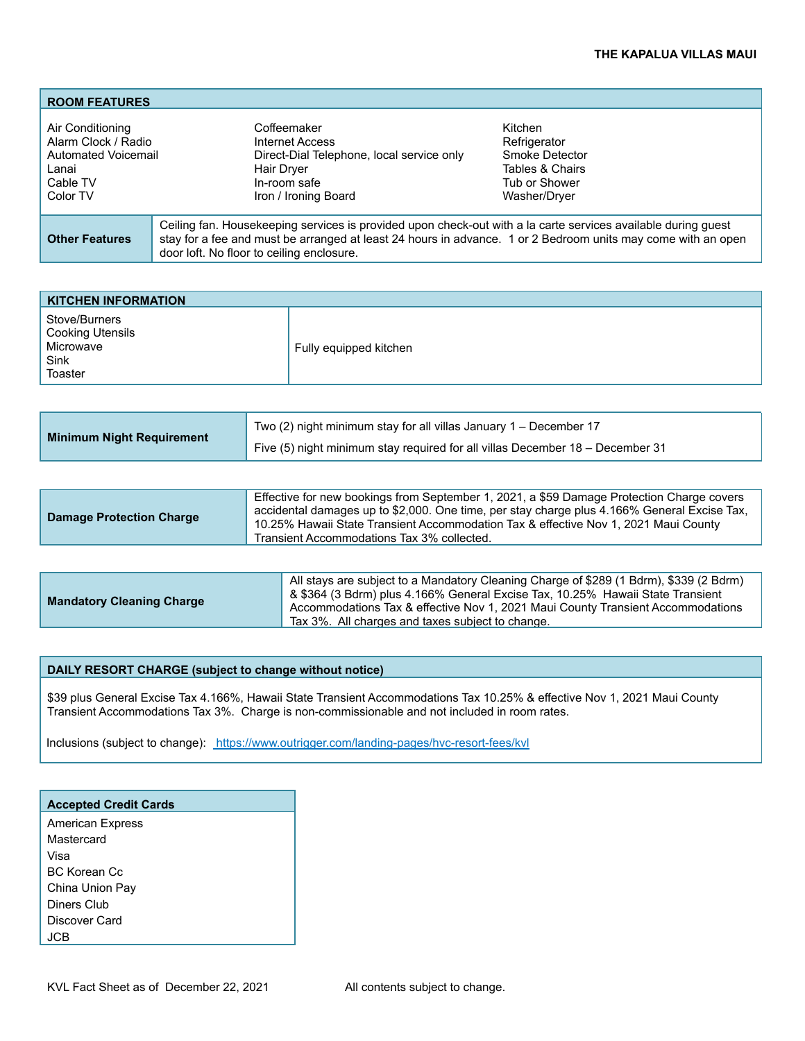**THE KAPALUA VILLAS MAUI**

| ROOM FEATURES | | |
|---|---|---|
| Air Conditioning | Coffeemaker | Kitchen |
| Alarm Clock / Radio | Internet Access | Refrigerator |
| Automated Voicemail | Direct-Dial Telephone, local service only | Smoke Detector |
| Lanai | Hair Dryer | Tables & Chairs |
| Cable TV | In-room safe | Tub or Shower |
| Color TV | Iron / Ironing Board | Washer/Dryer |

| **Other Features** | Ceiling fan. Housekeeping services is provided upon check-out with a la carte services available during guest stay for a fee and must be arranged at least 24 hours in advance. 1 or 2 Bedroom units may come with an open door loft. No floor to ceiling enclosure. |
|---|---|

| KITCHEN INFORMATION | |
|---|---|
| Stove/Burners<br>Cooking Utensils<br>Microwave<br>Sink<br>Toaster | Fully equipped kitchen |

| **Minimum Night Requirement** | Two (2) night minimum stay for all villas January 1 – December 17<br>Five (5) night minimum stay required for all villas December 18 – December 31 |
|---|---|

| **Damage Protection Charge** | Effective for new bookings from September 1, 2021, a $59 Damage Protection Charge covers accidental damages up to $2,000. One time, per stay charge plus 4.166% General Excise Tax, 10.25% Hawaii State Transient Accommodation Tax & effective Nov 1, 2021 Maui County Transient Accommodations Tax 3% collected. |
|---|---|

| **Mandatory Cleaning Charge** | All stays are subject to a Mandatory Cleaning Charge of $289 (1 Bdrm), $339 (2 Bdrm) & $364 (3 Bdrm) plus 4.166% General Excise Tax, 10.25% Hawaii State Transient Accommodations Tax & effective Nov 1, 2021 Maui County Transient Accommodations Tax 3%. All charges and taxes subject to change. |
|---|---|

**DAILY RESORT CHARGE (subject to change without notice)**

$39 plus General Excise Tax 4.166%, Hawaii State Transient Accommodations Tax 10.25% & effective Nov 1, 2021 Maui County Transient Accommodations Tax 3%. Charge is non-commissionable and not included in room rates.

Inclusions (subject to change): https://www.outrigger.com/landing-pages/hvc-resort-fees/kvl

| Accepted Credit Cards |
|---|
| American Express |
| Mastercard |
| Visa |
| BC Korean Cc |
| China Union Pay |
| Diners Club |
| Discover Card |
| JCB |

KVL Fact Sheet as of December 22, 2021 All contents subject to change.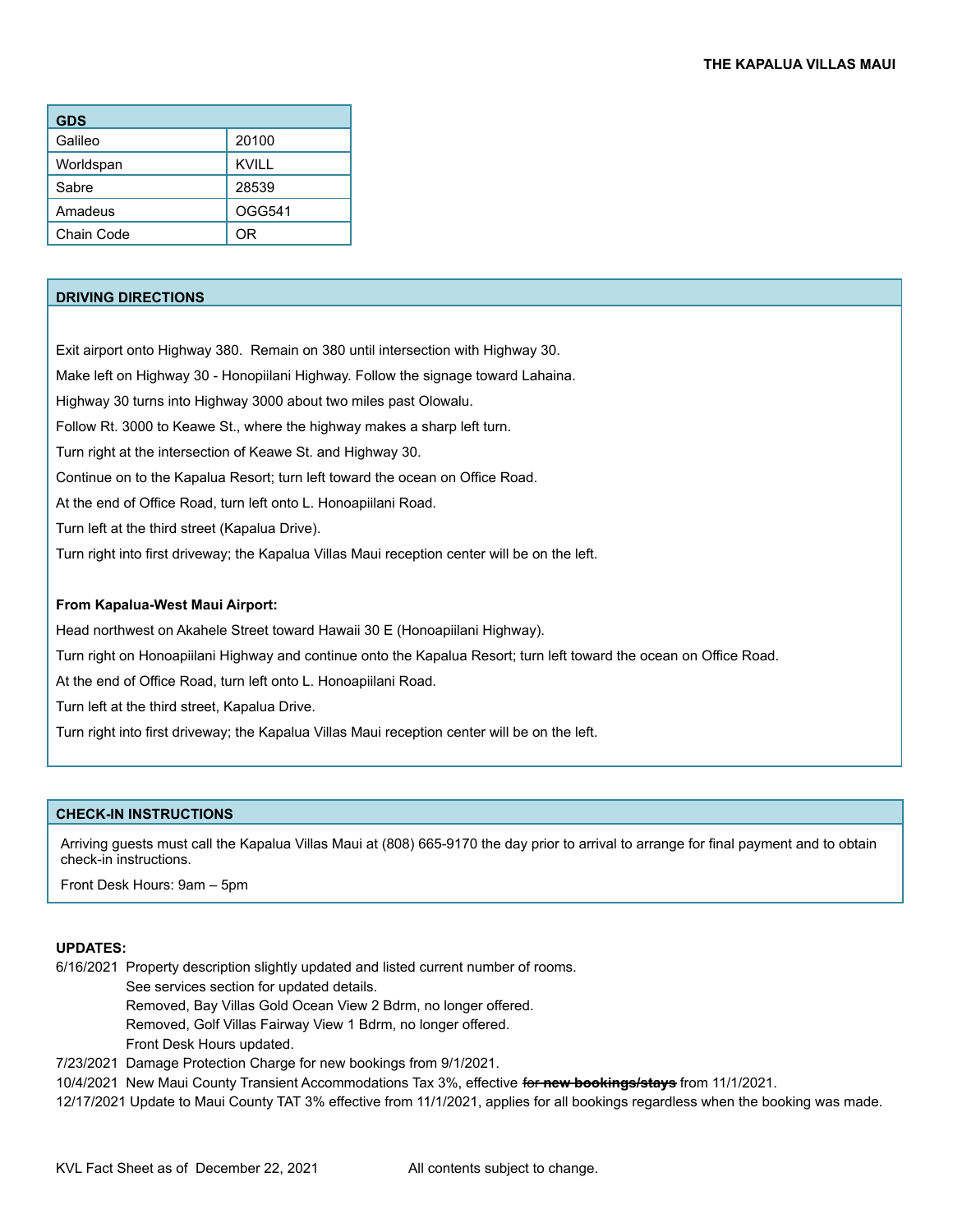| GDS | |
|---|---|
| Galileo | 20100 |
| Worldspan | KVILL |
| Sabre | 28539 |
| Amadeus | OGG541 |
| Chain Code | OR |

## DRIVING DIRECTIONS

Exit airport onto Highway 380. Remain on 380 until intersection with Highway 30.

Make left on Highway 30 - Honopiilani Highway. Follow the signage toward Lahaina.

Highway 30 turns into Highway 3000 about two miles past Olowalu.

Follow Rt. 3000 to Keawe St., where the highway makes a sharp left turn.

Turn right at the intersection of Keawe St. and Highway 30.

Continue on to the Kapalua Resort; turn left toward the ocean on Office Road.

At the end of Office Road, turn left onto L. Honoapiilani Road.

Turn left at the third street (Kapalua Drive).

Turn right into first driveway; the Kapalua Villas Maui reception center will be on the left.

**From Kapalua-West Maui Airport:**

Head northwest on Akahele Street toward Hawaii 30 E (Honoapiilani Highway).

Turn right on Honoapiilani Highway and continue onto the Kapalua Resort; turn left toward the ocean on Office Road.

At the end of Office Road, turn left onto L. Honoapiilani Road.

Turn left at the third street, Kapalua Drive.

Turn right into first driveway; the Kapalua Villas Maui reception center will be on the left.

## CHECK-IN INSTRUCTIONS

Arriving guests must call the Kapalua Villas Maui at (808) 665-9170 the day prior to arrival to arrange for final payment and to obtain check-in instructions.

Front Desk Hours: 9am – 5pm

**UPDATES:**

6/16/2021 Property description slightly updated and listed current number of rooms.
See services section for updated details.
Removed, Bay Villas Gold Ocean View 2 Bdrm, no longer offered.
Removed, Golf Villas Fairway View 1 Bdrm, no longer offered.
Front Desk Hours updated.

7/23/2021 Damage Protection Charge for new bookings from 9/1/2021.

10/4/2021 New Maui County Transient Accommodations Tax 3%, effective ~~for new bookings/stays~~ from 11/1/2021.

12/17/2021 Update to Maui County TAT 3% effective from 11/1/2021, applies for all bookings regardless when the booking was made.

KVL Fact Sheet as of December 22, 2021 All contents subject to change.